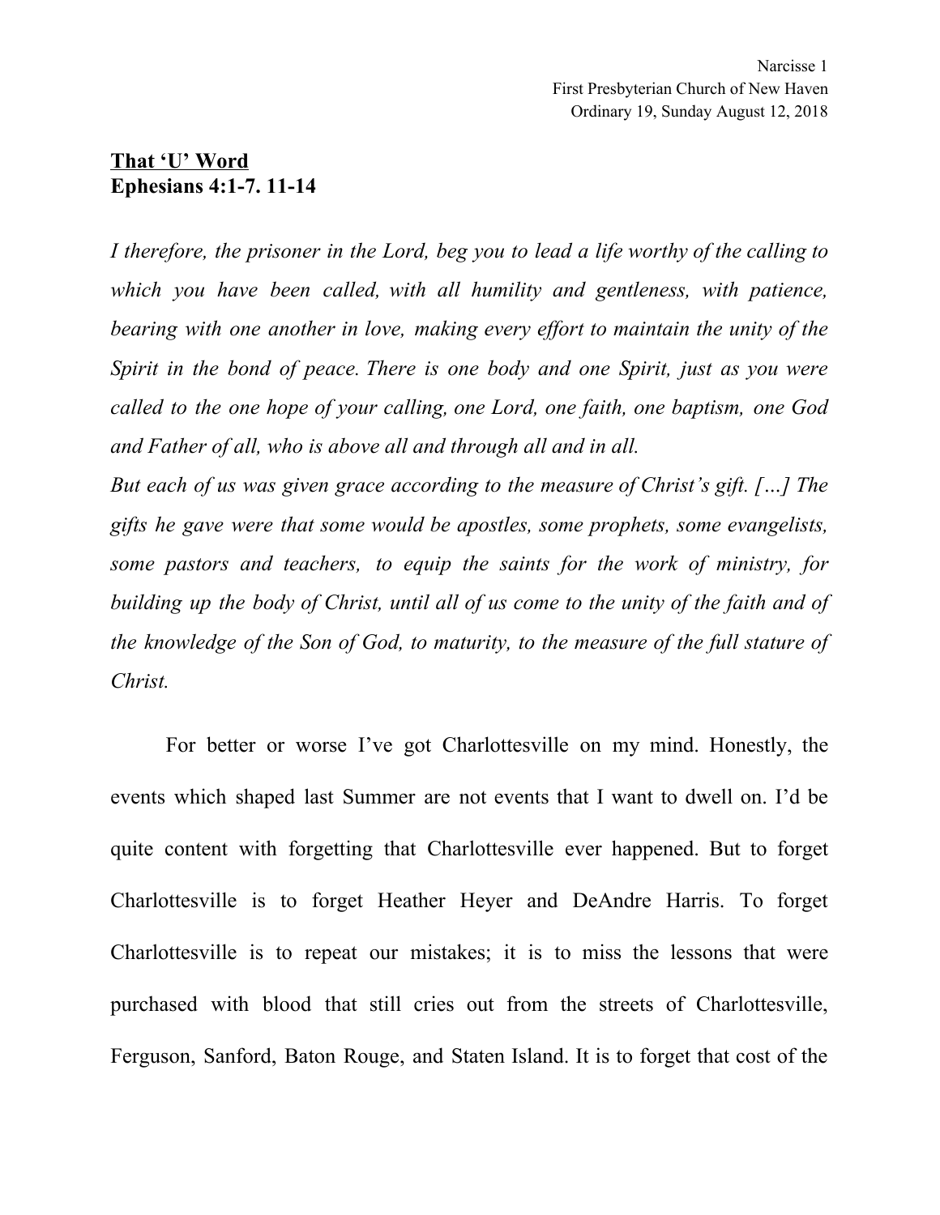First Presbyterian Church of New Haven
Ordinary 19, Sunday August 12, 2018

**<u>That 'U' Word</u>**
**Ephesians 4:1-7. 11-14**

*I therefore, the prisoner in the Lord, beg you to lead a life worthy of the calling to which you have been called, with all humility and gentleness, with patience, bearing with one another in love, making every effort to maintain the unity of the Spirit in the bond of peace. There is one body and one Spirit, just as you were called to the one hope of your calling, one Lord, one faith, one baptism, one God and Father of all, who is above all and through all and in all.*
*But each of us was given grace according to the measure of Christ's gift. […] The gifts he gave were that some would be apostles, some prophets, some evangelists, some pastors and teachers, to equip the saints for the work of ministry, for building up the body of Christ, until all of us come to the unity of the faith and of the knowledge of the Son of God, to maturity, to the measure of the full stature of Christ.*

For better or worse I've got Charlottesville on my mind. Honestly, the events which shaped last Summer are not events that I want to dwell on. I'd be quite content with forgetting that Charlottesville ever happened. But to forget Charlottesville is to forget Heather Heyer and DeAndre Harris. To forget Charlottesville is to repeat our mistakes; it is to miss the lessons that were purchased with blood that still cries out from the streets of Charlottesville, Ferguson, Sanford, Baton Rouge, and Staten Island. It is to forget that cost of the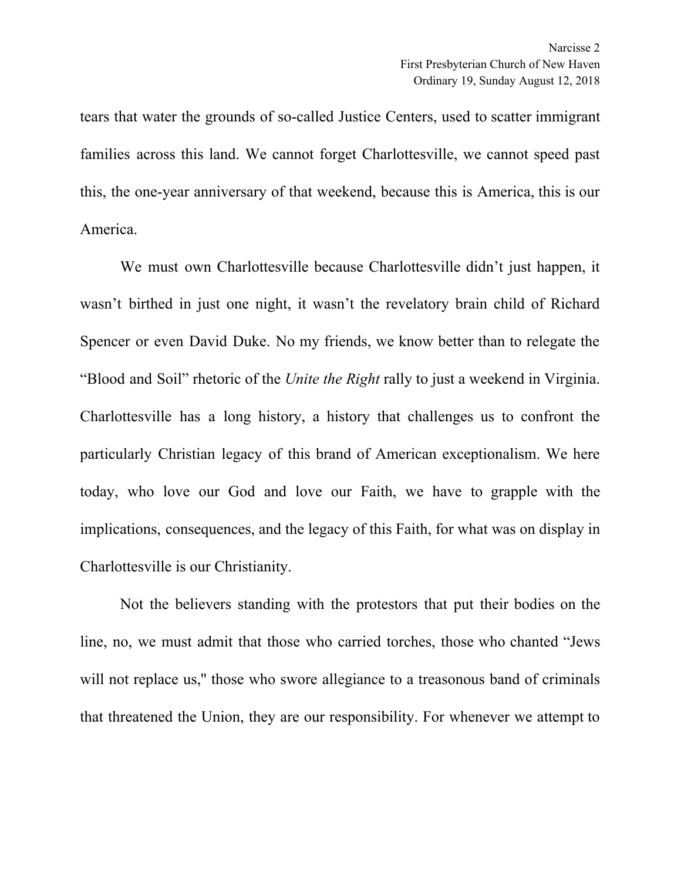tears that water the grounds of so-called Justice Centers, used to scatter immigrant families across this land. We cannot forget Charlottesville, we cannot speed past this, the one-year anniversary of that weekend, because this is America, this is our America.

We must own Charlottesville because Charlottesville didn't just happen, it wasn't birthed in just one night, it wasn't the revelatory brain child of Richard Spencer or even David Duke. No my friends, we know better than to relegate the "Blood and Soil" rhetoric of the *Unite the Right* rally to just a weekend in Virginia. Charlottesville has a long history, a history that challenges us to confront the particularly Christian legacy of this brand of American exceptionalism. We here today, who love our God and love our Faith, we have to grapple with the implications, consequences, and the legacy of this Faith, for what was on display in Charlottesville is our Christianity.

Not the believers standing with the protestors that put their bodies on the line, no, we must admit that those who carried torches, those who chanted "Jews will not replace us," those who swore allegiance to a treasonous band of criminals that threatened the Union, they are our responsibility. For whenever we attempt to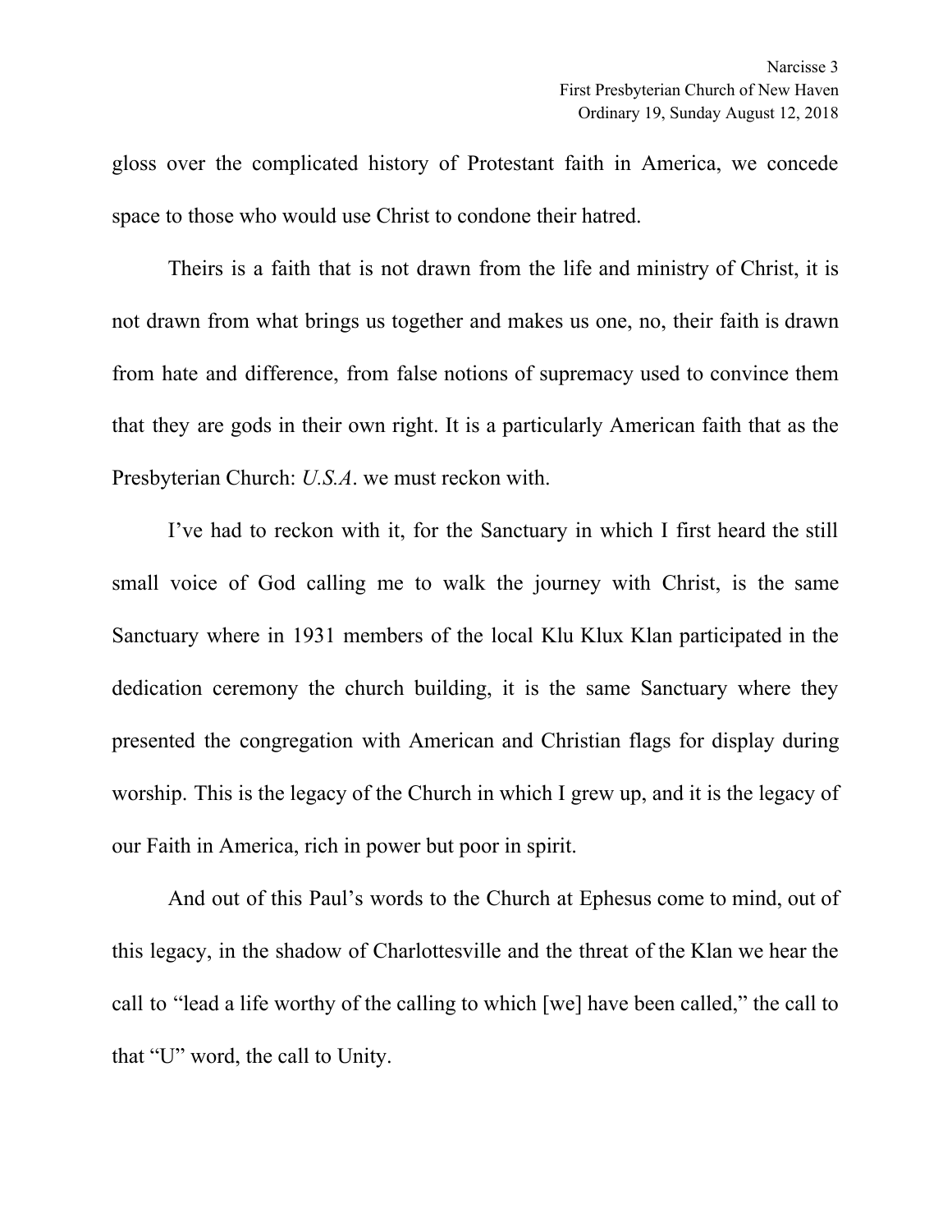gloss over the complicated history of Protestant faith in America, we concede space to those who would use Christ to condone their hatred.

Theirs is a faith that is not drawn from the life and ministry of Christ, it is not drawn from what brings us together and makes us one, no, their faith is drawn from hate and difference, from false notions of supremacy used to convince them that they are gods in their own right. It is a particularly American faith that as the Presbyterian Church: *U.S.A*. we must reckon with.

I've had to reckon with it, for the Sanctuary in which I first heard the still small voice of God calling me to walk the journey with Christ, is the same Sanctuary where in 1931 members of the local Klu Klux Klan participated in the dedication ceremony the church building, it is the same Sanctuary where they presented the congregation with American and Christian flags for display during worship. This is the legacy of the Church in which I grew up, and it is the legacy of our Faith in America, rich in power but poor in spirit.

And out of this Paul's words to the Church at Ephesus come to mind, out of this legacy, in the shadow of Charlottesville and the threat of the Klan we hear the call to "lead a life worthy of the calling to which [we] have been called," the call to that "U" word, the call to Unity.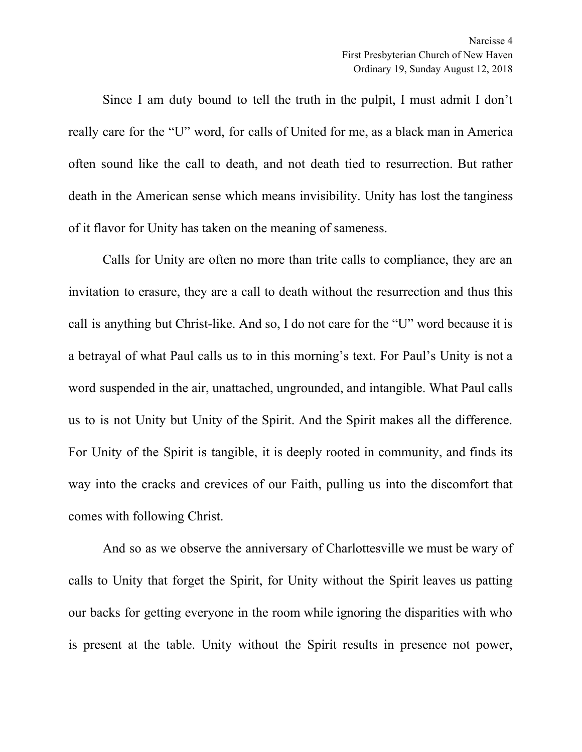Since I am duty bound to tell the truth in the pulpit, I must admit I don't really care for the "U" word, for calls of United for me, as a black man in America often sound like the call to death, and not death tied to resurrection. But rather death in the American sense which means invisibility. Unity has lost the tanginess of it flavor for Unity has taken on the meaning of sameness.

Calls for Unity are often no more than trite calls to compliance, they are an invitation to erasure, they are a call to death without the resurrection and thus this call is anything but Christ-like. And so, I do not care for the "U" word because it is a betrayal of what Paul calls us to in this morning's text. For Paul's Unity is not a word suspended in the air, unattached, ungrounded, and intangible. What Paul calls us to is not Unity but Unity of the Spirit. And the Spirit makes all the difference. For Unity of the Spirit is tangible, it is deeply rooted in community, and finds its way into the cracks and crevices of our Faith, pulling us into the discomfort that comes with following Christ.

And so as we observe the anniversary of Charlottesville we must be wary of calls to Unity that forget the Spirit, for Unity without the Spirit leaves us patting our backs for getting everyone in the room while ignoring the disparities with who is present at the table. Unity without the Spirit results in presence not power,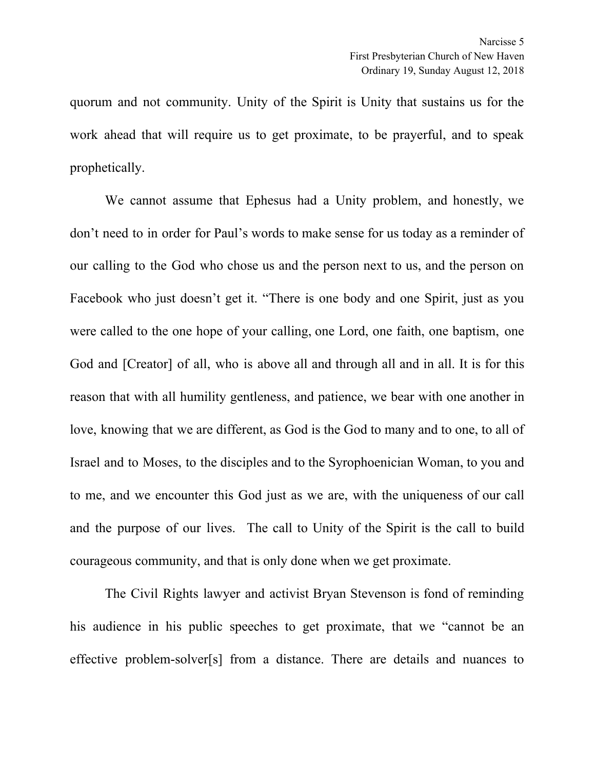quorum and not community. Unity of the Spirit is Unity that sustains us for the work ahead that will require us to get proximate, to be prayerful, and to speak prophetically.

We cannot assume that Ephesus had a Unity problem, and honestly, we don't need to in order for Paul's words to make sense for us today as a reminder of our calling to the God who chose us and the person next to us, and the person on Facebook who just doesn't get it. "There is one body and one Spirit, just as you were called to the one hope of your calling, one Lord, one faith, one baptism, one God and [Creator] of all, who is above all and through all and in all. It is for this reason that with all humility gentleness, and patience, we bear with one another in love, knowing that we are different, as God is the God to many and to one, to all of Israel and to Moses, to the disciples and to the Syrophoenician Woman, to you and to me, and we encounter this God just as we are, with the uniqueness of our call and the purpose of our lives. The call to Unity of the Spirit is the call to build courageous community, and that is only done when we get proximate.

The Civil Rights lawyer and activist Bryan Stevenson is fond of reminding his audience in his public speeches to get proximate, that we "cannot be an effective problem-solver[s] from a distance. There are details and nuances to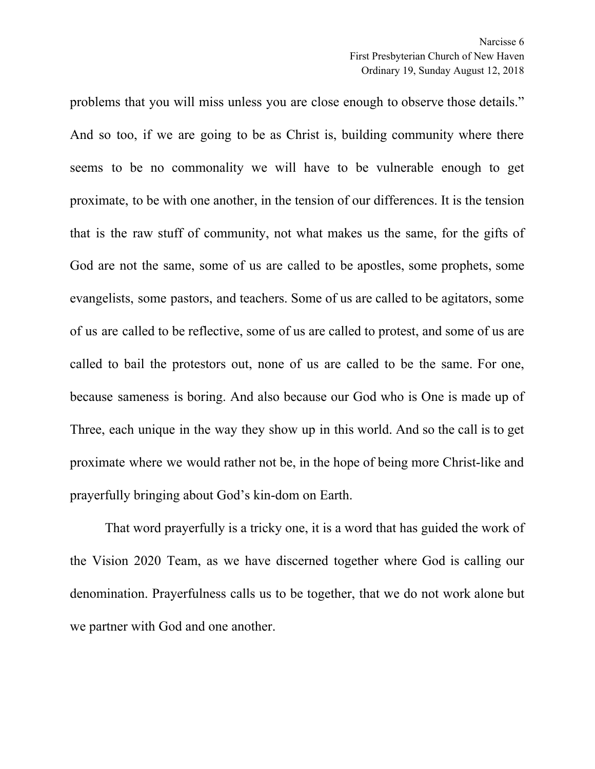problems that you will miss unless you are close enough to observe those details." And so too, if we are going to be as Christ is, building community where there seems to be no commonality we will have to be vulnerable enough to get proximate, to be with one another, in the tension of our differences. It is the tension that is the raw stuff of community, not what makes us the same, for the gifts of God are not the same, some of us are called to be apostles, some prophets, some evangelists, some pastors, and teachers. Some of us are called to be agitators, some of us are called to be reflective, some of us are called to protest, and some of us are called to bail the protestors out, none of us are called to be the same. For one, because sameness is boring. And also because our God who is One is made up of Three, each unique in the way they show up in this world. And so the call is to get proximate where we would rather not be, in the hope of being more Christ-like and prayerfully bringing about God's kin-dom on Earth.

That word prayerfully is a tricky one, it is a word that has guided the work of the Vision 2020 Team, as we have discerned together where God is calling our denomination. Prayerfulness calls us to be together, that we do not work alone but we partner with God and one another.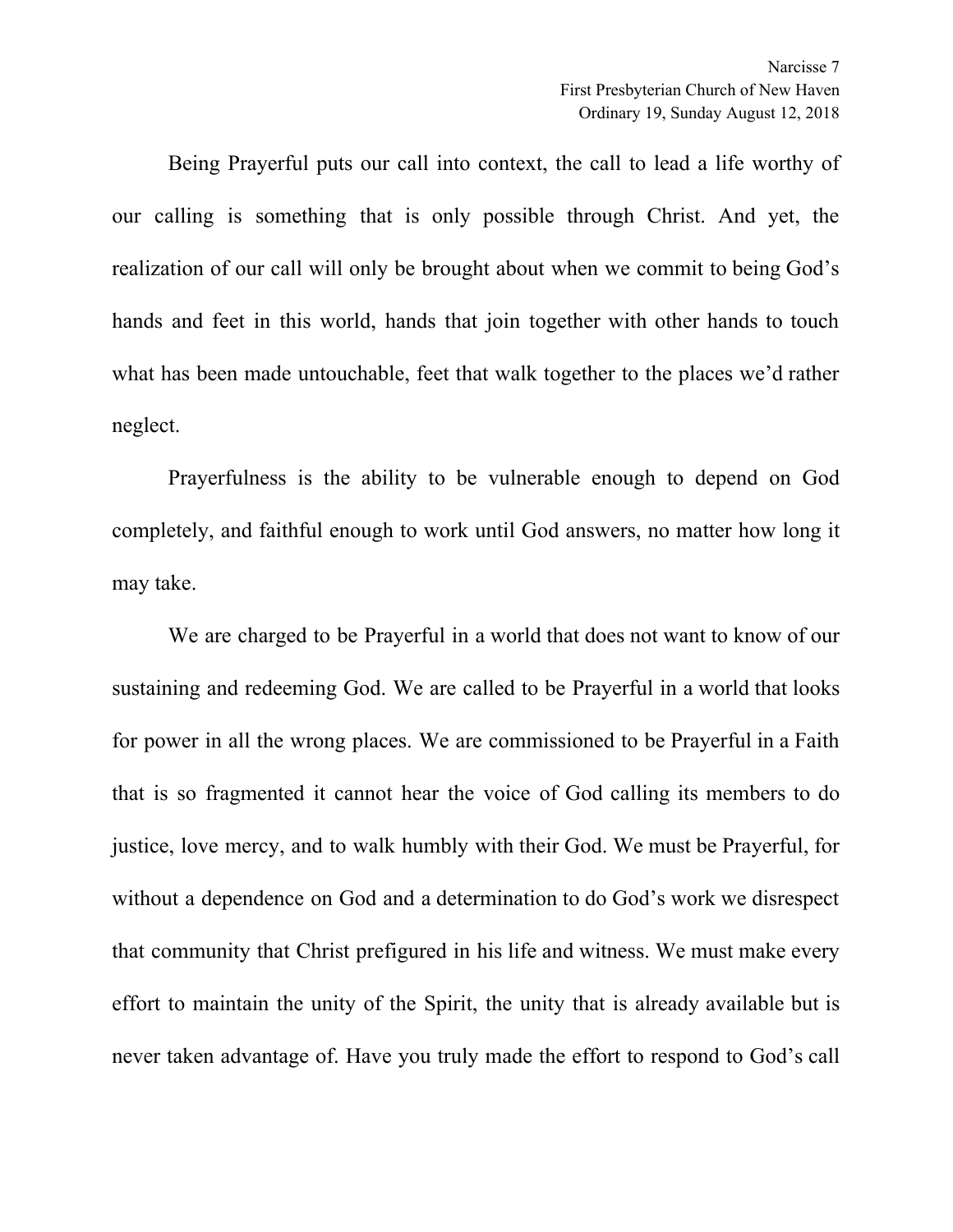Being Prayerful puts our call into context, the call to lead a life worthy of our calling is something that is only possible through Christ. And yet, the realization of our call will only be brought about when we commit to being God's hands and feet in this world, hands that join together with other hands to touch what has been made untouchable, feet that walk together to the places we'd rather neglect.

Prayerfulness is the ability to be vulnerable enough to depend on God completely, and faithful enough to work until God answers, no matter how long it may take.

We are charged to be Prayerful in a world that does not want to know of our sustaining and redeeming God. We are called to be Prayerful in a world that looks for power in all the wrong places. We are commissioned to be Prayerful in a Faith that is so fragmented it cannot hear the voice of God calling its members to do justice, love mercy, and to walk humbly with their God. We must be Prayerful, for without a dependence on God and a determination to do God's work we disrespect that community that Christ prefigured in his life and witness. We must make every effort to maintain the unity of the Spirit, the unity that is already available but is never taken advantage of. Have you truly made the effort to respond to God's call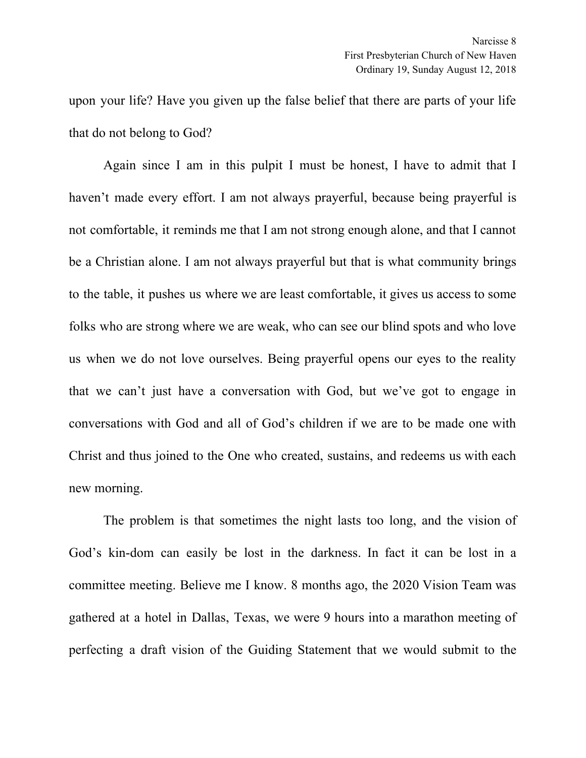upon your life? Have you given up the false belief that there are parts of your life that do not belong to God?

Again since I am in this pulpit I must be honest, I have to admit that I haven't made every effort. I am not always prayerful, because being prayerful is not comfortable, it reminds me that I am not strong enough alone, and that I cannot be a Christian alone. I am not always prayerful but that is what community brings to the table, it pushes us where we are least comfortable, it gives us access to some folks who are strong where we are weak, who can see our blind spots and who love us when we do not love ourselves. Being prayerful opens our eyes to the reality that we can't just have a conversation with God, but we've got to engage in conversations with God and all of God's children if we are to be made one with Christ and thus joined to the One who created, sustains, and redeems us with each new morning.

The problem is that sometimes the night lasts too long, and the vision of God's kin-dom can easily be lost in the darkness. In fact it can be lost in a committee meeting. Believe me I know. 8 months ago, the 2020 Vision Team was gathered at a hotel in Dallas, Texas, we were 9 hours into a marathon meeting of perfecting a draft vision of the Guiding Statement that we would submit to the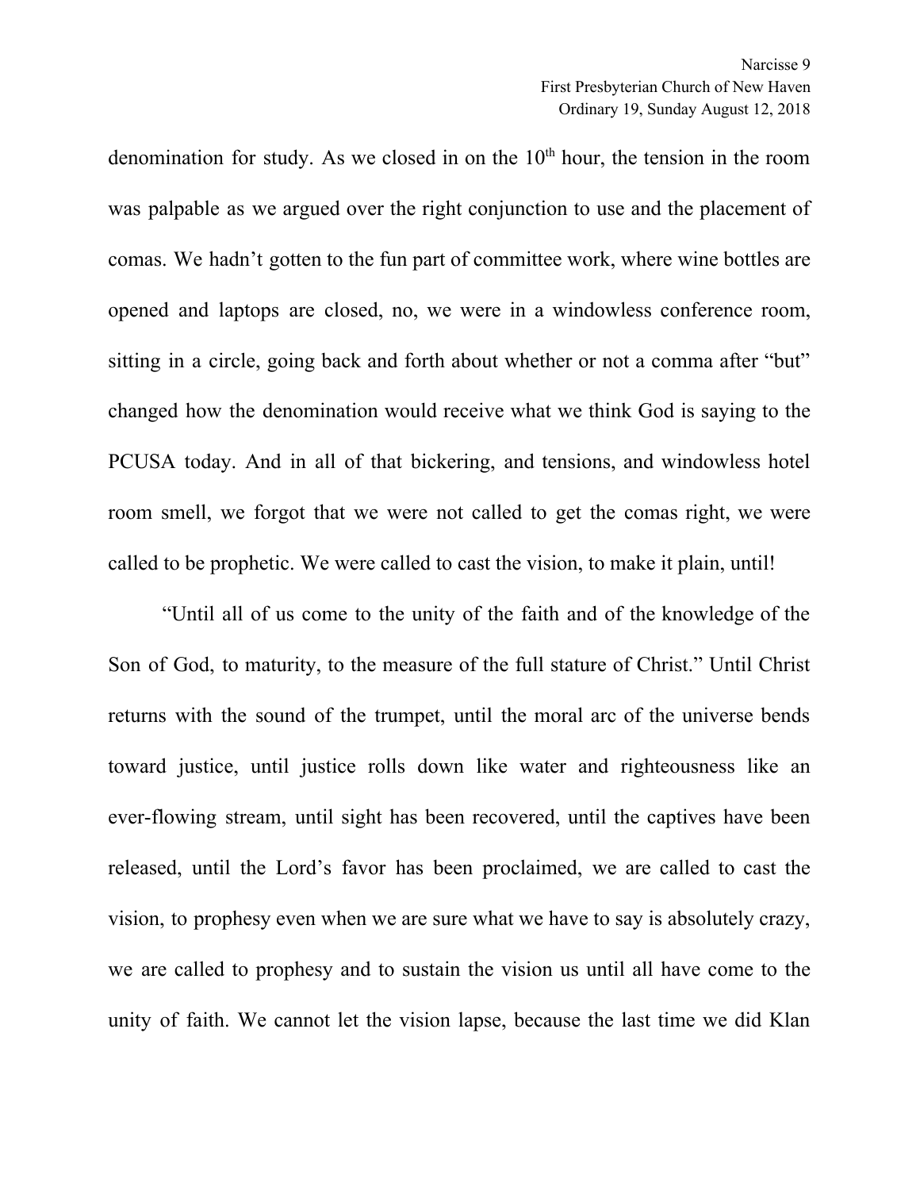denomination for study. As we closed in on the 10th hour, the tension in the room was palpable as we argued over the right conjunction to use and the placement of comas. We hadn't gotten to the fun part of committee work, where wine bottles are opened and laptops are closed, no, we were in a windowless conference room, sitting in a circle, going back and forth about whether or not a comma after "but" changed how the denomination would receive what we think God is saying to the PCUSA today. And in all of that bickering, and tensions, and windowless hotel room smell, we forgot that we were not called to get the comas right, we were called to be prophetic. We were called to cast the vision, to make it plain, until!

"Until all of us come to the unity of the faith and of the knowledge of the Son of God, to maturity, to the measure of the full stature of Christ." Until Christ returns with the sound of the trumpet, until the moral arc of the universe bends toward justice, until justice rolls down like water and righteousness like an ever-flowing stream, until sight has been recovered, until the captives have been released, until the Lord's favor has been proclaimed, we are called to cast the vision, to prophesy even when we are sure what we have to say is absolutely crazy, we are called to prophesy and to sustain the vision us until all have come to the unity of faith. We cannot let the vision lapse, because the last time we did Klan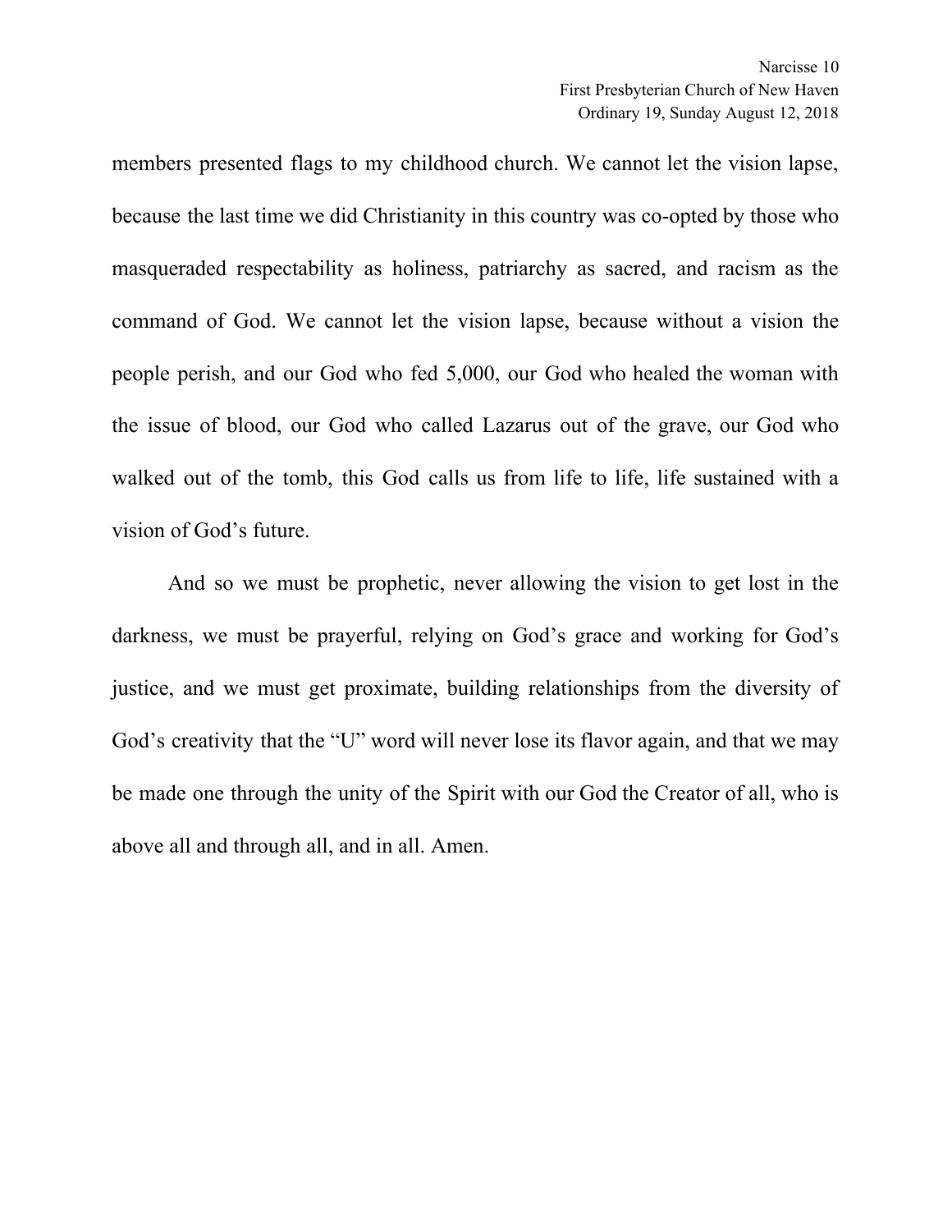members presented flags to my childhood church. We cannot let the vision lapse, because the last time we did Christianity in this country was co-opted by those who masqueraded respectability as holiness, patriarchy as sacred, and racism as the command of God. We cannot let the vision lapse, because without a vision the people perish, and our God who fed 5,000, our God who healed the woman with the issue of blood, our God who called Lazarus out of the grave, our God who walked out of the tomb, this God calls us from life to life, life sustained with a vision of God's future.

And so we must be prophetic, never allowing the vision to get lost in the darkness, we must be prayerful, relying on God's grace and working for God's justice, and we must get proximate, building relationships from the diversity of God's creativity that the "U" word will never lose its flavor again, and that we may be made one through the unity of the Spirit with our God the Creator of all, who is above all and through all, and in all. Amen.